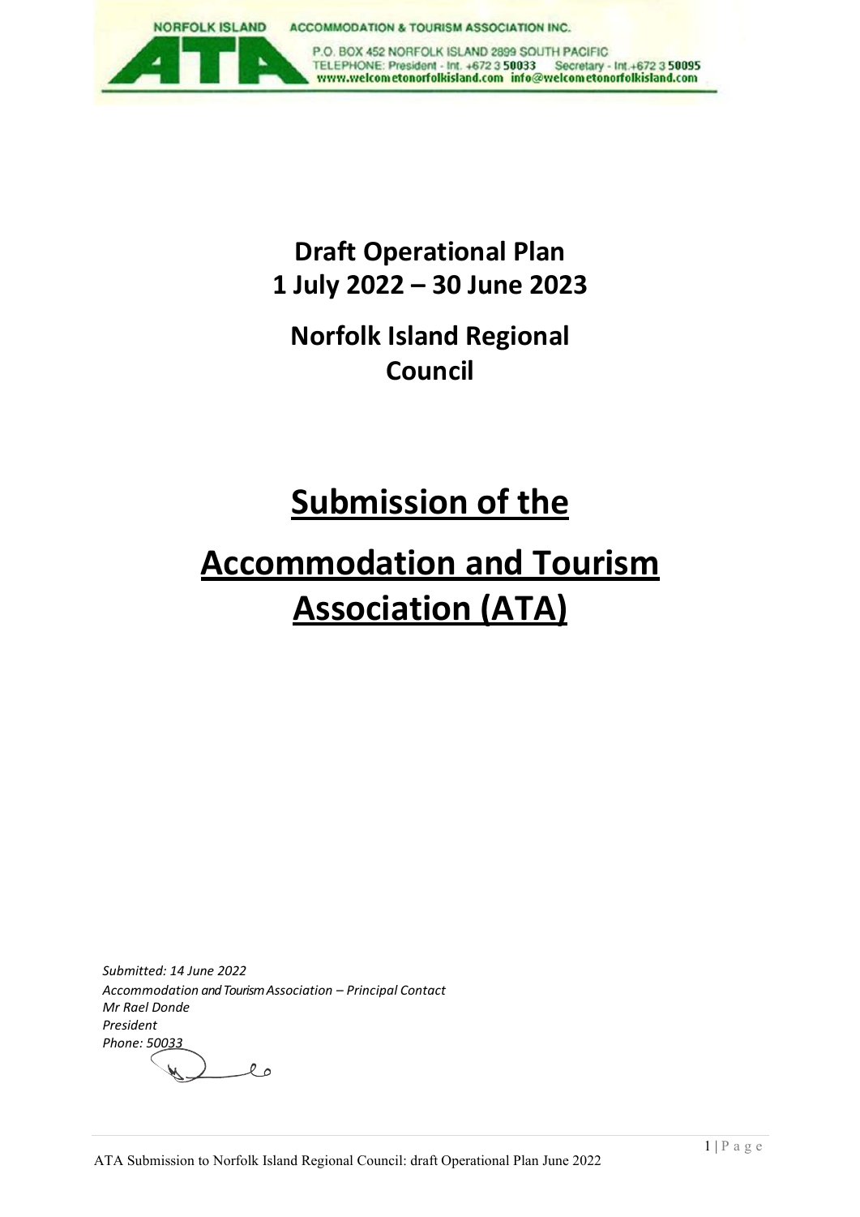NORFOLK ISLAND ACCOMMODATION & TOURISM ASSOCIATION INC.

ATA

P.O. BOX 452 NORFOLK ISLAND 2899 SOUTH PACIFIC
TELEPHONE: President - Int. +672 3 **50033** Secretary - Int.+672 3 **50095**
**www.welcometonorfolkisland.com info@welcometonorfolkisland.com**

# Draft Operational Plan
# 1 July 2022 – 30 June 2023

# Norfolk Island Regional Council

# <u>Submission of the</u>

# <u>Accommodation and Tourism Association (ATA)</u>

*Submitted: 14 June 2022*
*Accommodation and Tourism Association – Principal Contact*
*Mr Rael Donde*
*President*
*Phone: 50033*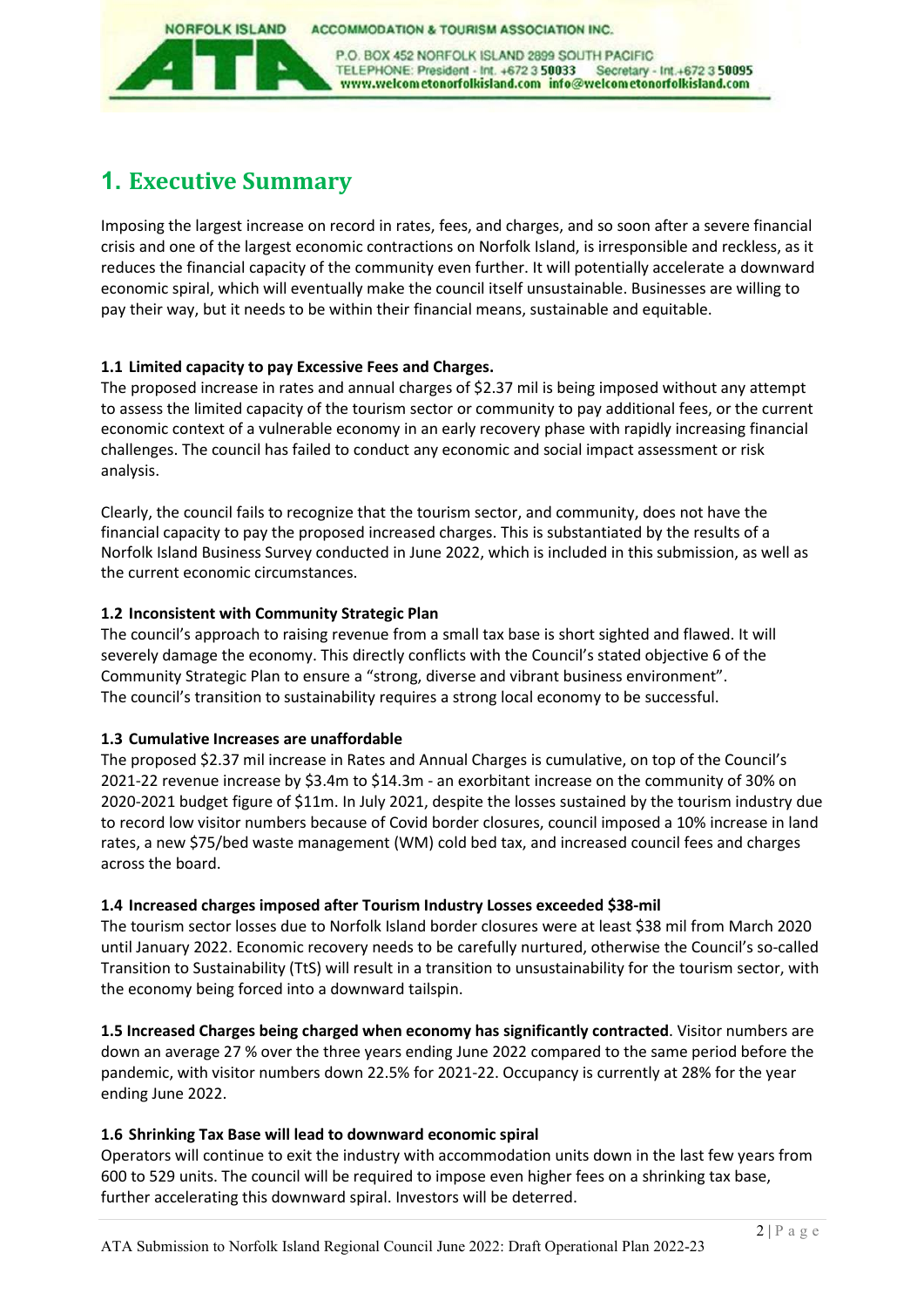# 1. Executive Summary

Imposing the largest increase on record in rates, fees, and charges, and so soon after a severe financial crisis and one of the largest economic contractions on Norfolk Island, is irresponsible and reckless, as it reduces the financial capacity of the community even further. It will potentially accelerate a downward economic spiral, which will eventually make the council itself unsustainable. Businesses are willing to pay their way, but it needs to be within their financial means, sustainable and equitable.

### 1.1 Limited capacity to pay Excessive Fees and Charges.

The proposed increase in rates and annual charges of $2.37 mil is being imposed without any attempt to assess the limited capacity of the tourism sector or community to pay additional fees, or the current economic context of a vulnerable economy in an early recovery phase with rapidly increasing financial challenges. The council has failed to conduct any economic and social impact assessment or risk analysis.

Clearly, the council fails to recognize that the tourism sector, and community, does not have the financial capacity to pay the proposed increased charges. This is substantiated by the results of a Norfolk Island Business Survey conducted in June 2022, which is included in this submission, as well as the current economic circumstances.

### 1.2 Inconsistent with Community Strategic Plan

The council's approach to raising revenue from a small tax base is short sighted and flawed. It will severely damage the economy. This directly conflicts with the Council's stated objective 6 of the Community Strategic Plan to ensure a "strong, diverse and vibrant business environment". The council's transition to sustainability requires a strong local economy to be successful.

### 1.3 Cumulative Increases are unaffordable

The proposed $2.37 mil increase in Rates and Annual Charges is cumulative, on top of the Council's 2021-22 revenue increase by $3.4m to $14.3m - an exorbitant increase on the community of 30% on 2020-2021 budget figure of $11m. In July 2021, despite the losses sustained by the tourism industry due to record low visitor numbers because of Covid border closures, council imposed a 10% increase in land rates, a new $75/bed waste management (WM) cold bed tax, and increased council fees and charges across the board.

### 1.4 Increased charges imposed after Tourism Industry Losses exceeded $38-mil

The tourism sector losses due to Norfolk Island border closures were at least $38 mil from March 2020 until January 2022. Economic recovery needs to be carefully nurtured, otherwise the Council's so-called Transition to Sustainability (TtS) will result in a transition to unsustainability for the tourism sector, with the economy being forced into a downward tailspin.

**1.5 Increased Charges being charged when economy has significantly contracted**. Visitor numbers are down an average 27 % over the three years ending June 2022 compared to the same period before the pandemic, with visitor numbers down 22.5% for 2021-22. Occupancy is currently at 28% for the year ending June 2022.

### 1.6 Shrinking Tax Base will lead to downward economic spiral

Operators will continue to exit the industry with accommodation units down in the last few years from 600 to 529 units. The council will be required to impose even higher fees on a shrinking tax base, further accelerating this downward spiral. Investors will be deterred.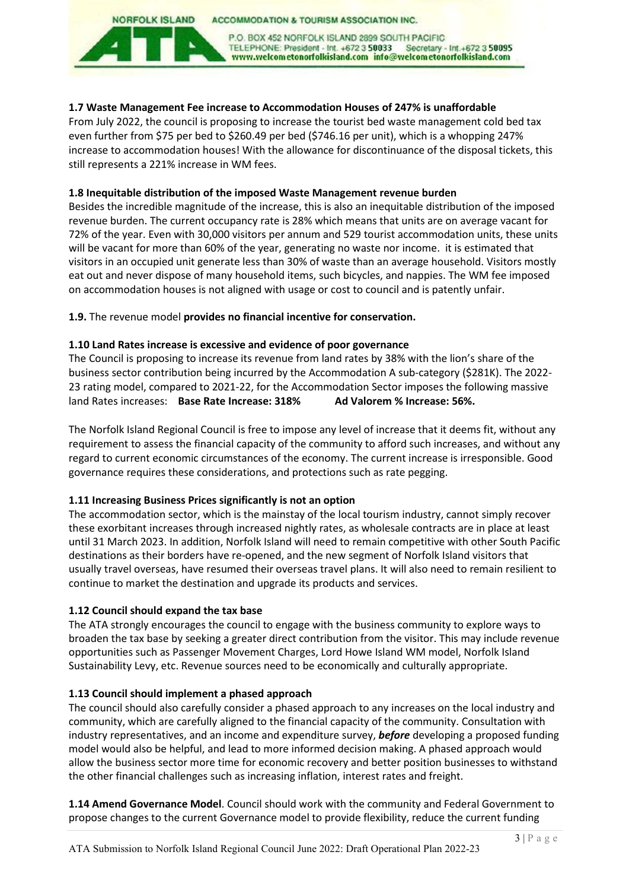### 1.7 Waste Management Fee increase to Accommodation Houses of 247% is unaffordable

From July 2022, the council is proposing to increase the tourist bed waste management cold bed tax even further from $75 per bed to $260.49 per bed ($746.16 per unit), which is a whopping 247% increase to accommodation houses! With the allowance for discontinuance of the disposal tickets, this still represents a 221% increase in WM fees.

### 1.8 Inequitable distribution of the imposed Waste Management revenue burden

Besides the incredible magnitude of the increase, this is also an inequitable distribution of the imposed revenue burden. The current occupancy rate is 28% which means that units are on average vacant for 72% of the year. Even with 30,000 visitors per annum and 529 tourist accommodation units, these units will be vacant for more than 60% of the year, generating no waste nor income. it is estimated that visitors in an occupied unit generate less than 30% of waste than an average household. Visitors mostly eat out and never dispose of many household items, such bicycles, and nappies. The WM fee imposed on accommodation houses is not aligned with usage or cost to council and is patently unfair.

**1.9.** The revenue model **provides no financial incentive for conservation.**

### 1.10 Land Rates increase is excessive and evidence of poor governance

The Council is proposing to increase its revenue from land rates by 38% with the lion's share of the business sector contribution being incurred by the Accommodation A sub-category ($281K). The 2022-23 rating model, compared to 2021-22, for the Accommodation Sector imposes the following massive land Rates increases: **Base Rate Increase: 318%** **Ad Valorem % Increase: 56%.**

The Norfolk Island Regional Council is free to impose any level of increase that it deems fit, without any requirement to assess the financial capacity of the community to afford such increases, and without any regard to current economic circumstances of the economy. The current increase is irresponsible. Good governance requires these considerations, and protections such as rate pegging.

### 1.11 Increasing Business Prices significantly is not an option

The accommodation sector, which is the mainstay of the local tourism industry, cannot simply recover these exorbitant increases through increased nightly rates, as wholesale contracts are in place at least until 31 March 2023. In addition, Norfolk Island will need to remain competitive with other South Pacific destinations as their borders have re-opened, and the new segment of Norfolk Island visitors that usually travel overseas, have resumed their overseas travel plans. It will also need to remain resilient to continue to market the destination and upgrade its products and services.

### 1.12 Council should expand the tax base

The ATA strongly encourages the council to engage with the business community to explore ways to broaden the tax base by seeking a greater direct contribution from the visitor. This may include revenue opportunities such as Passenger Movement Charges, Lord Howe Island WM model, Norfolk Island Sustainability Levy, etc. Revenue sources need to be economically and culturally appropriate.

### 1.13 Council should implement a phased approach

The council should also carefully consider a phased approach to any increases on the local industry and community, which are carefully aligned to the financial capacity of the community. Consultation with industry representatives, and an income and expenditure survey, ***before*** developing a proposed funding model would also be helpful, and lead to more informed decision making. A phased approach would allow the business sector more time for economic recovery and better position businesses to withstand the other financial challenges such as increasing inflation, interest rates and freight.

**1.14 Amend Governance Model**. Council should work with the community and Federal Government to propose changes to the current Governance model to provide flexibility, reduce the current funding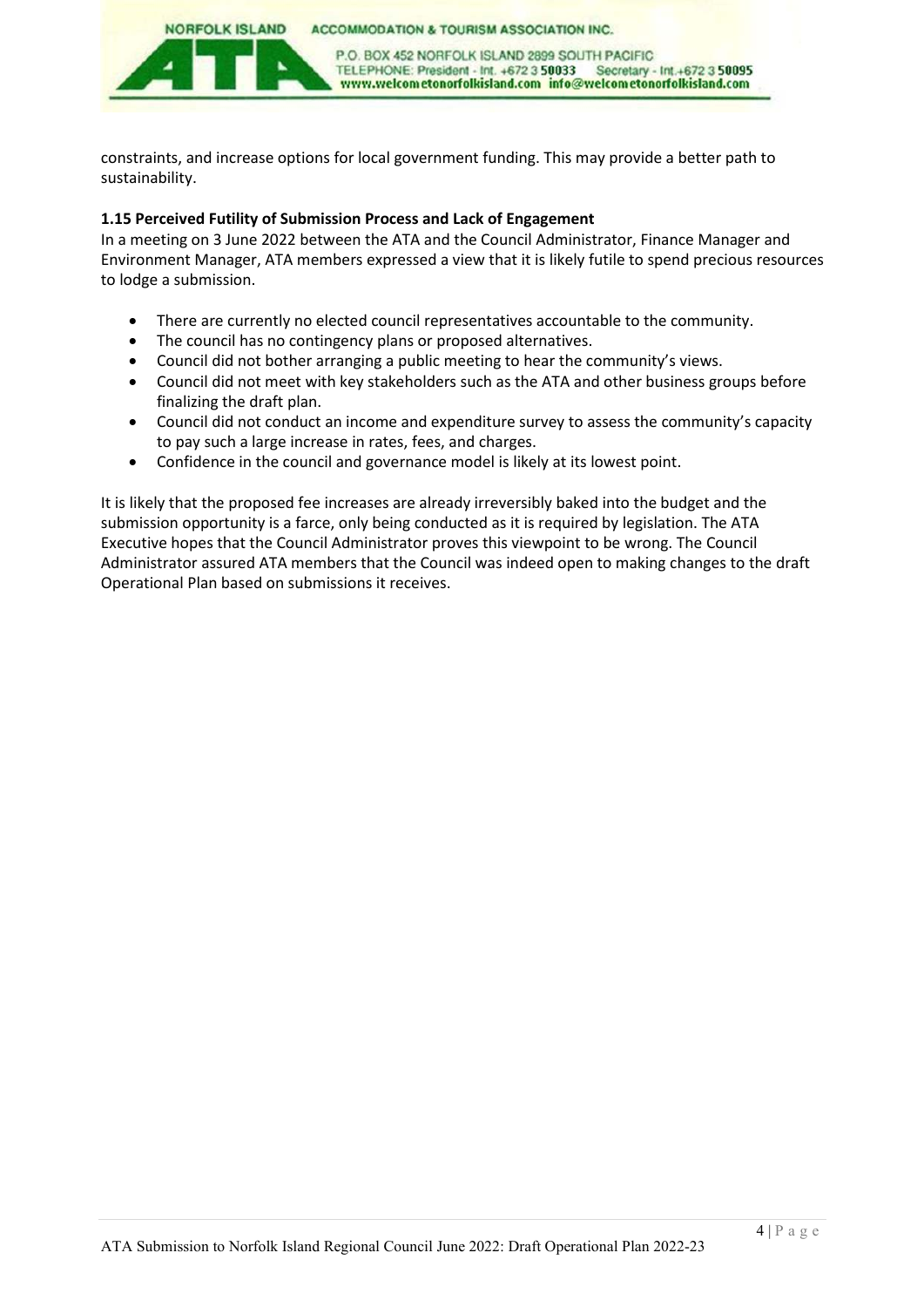constraints, and increase options for local government funding. This may provide a better path to sustainability.

**1.15 Perceived Futility of Submission Process and Lack of Engagement**

In a meeting on 3 June 2022 between the ATA and the Council Administrator, Finance Manager and Environment Manager, ATA members expressed a view that it is likely futile to spend precious resources to lodge a submission.

- There are currently no elected council representatives accountable to the community.
- The council has no contingency plans or proposed alternatives.
- Council did not bother arranging a public meeting to hear the community's views.
- Council did not meet with key stakeholders such as the ATA and other business groups before finalizing the draft plan.
- Council did not conduct an income and expenditure survey to assess the community's capacity to pay such a large increase in rates, fees, and charges.
- Confidence in the council and governance model is likely at its lowest point.

It is likely that the proposed fee increases are already irreversibly baked into the budget and the submission opportunity is a farce, only being conducted as it is required by legislation. The ATA Executive hopes that the Council Administrator proves this viewpoint to be wrong. The Council Administrator assured ATA members that the Council was indeed open to making changes to the draft Operational Plan based on submissions it receives.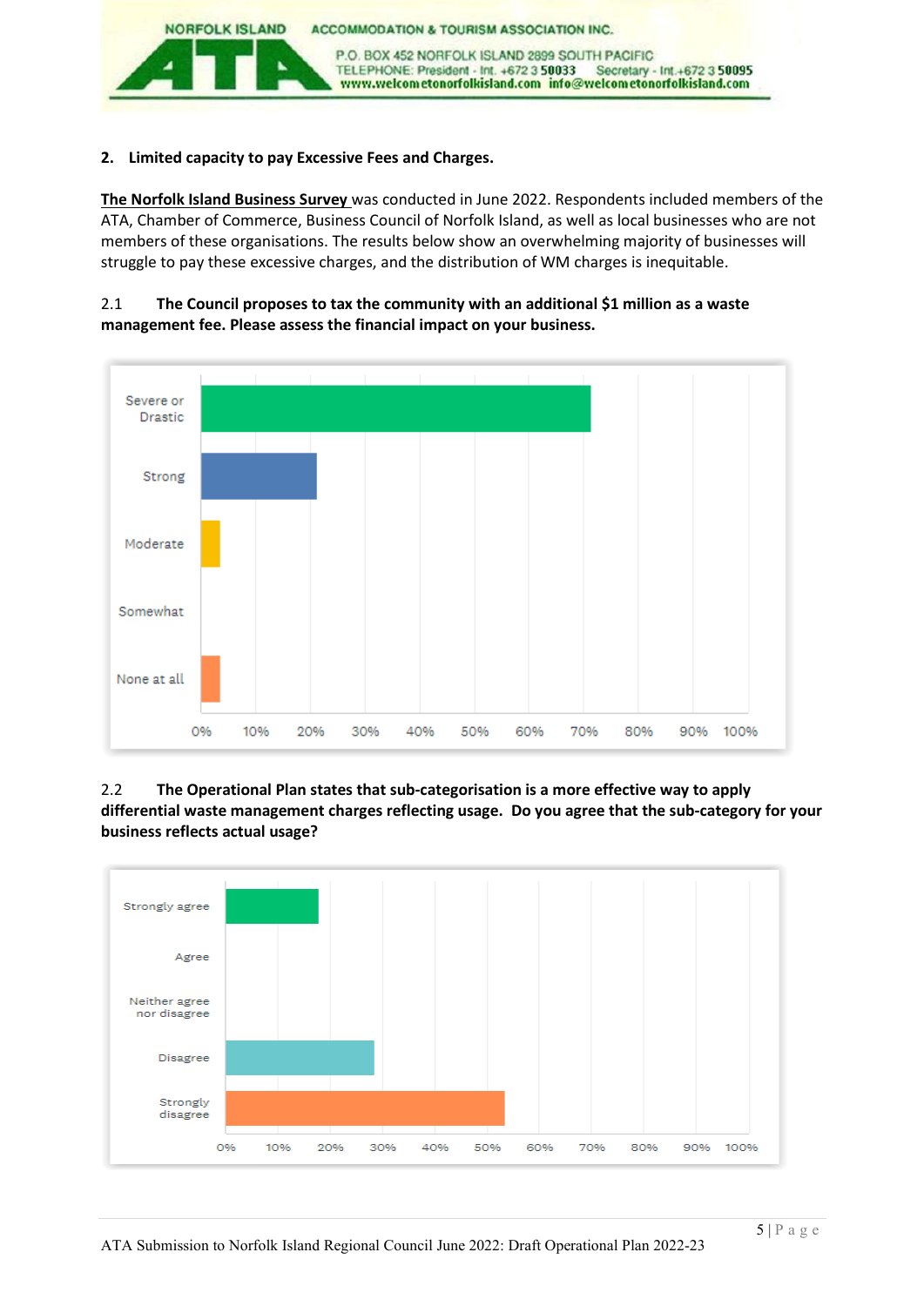## 2. Limited capacity to pay Excessive Fees and Charges.

**The Norfolk Island Business Survey** was conducted in June 2022. Respondents included members of the ATA, Chamber of Commerce, Business Council of Norfolk Island, as well as local businesses who are not members of these organisations. The results below show an overwhelming majority of businesses will struggle to pay these excessive charges, and the distribution of WM charges is inequitable.

2.1 **The Council proposes to tax the community with an additional $1 million as a waste management fee. Please assess the financial impact on your business.**

| Response | Approx. % |
|---|---|
| Severe or Drastic | ~71% |
| Strong | ~21% |
| Moderate | ~3.5% |
| Somewhat | 0% |
| None at all | ~3.5% |

2.2 **The Operational Plan states that sub-categorisation is a more effective way to apply differential waste management charges reflecting usage. Do you agree that the sub-category for your business reflects actual usage?**

| Response | Approx. % |
|---|---|
| Strongly agree | ~18% |
| Agree | 0% |
| Neither agree nor disagree | 0% |
| Disagree | ~28% |
| Strongly disagree | ~53% |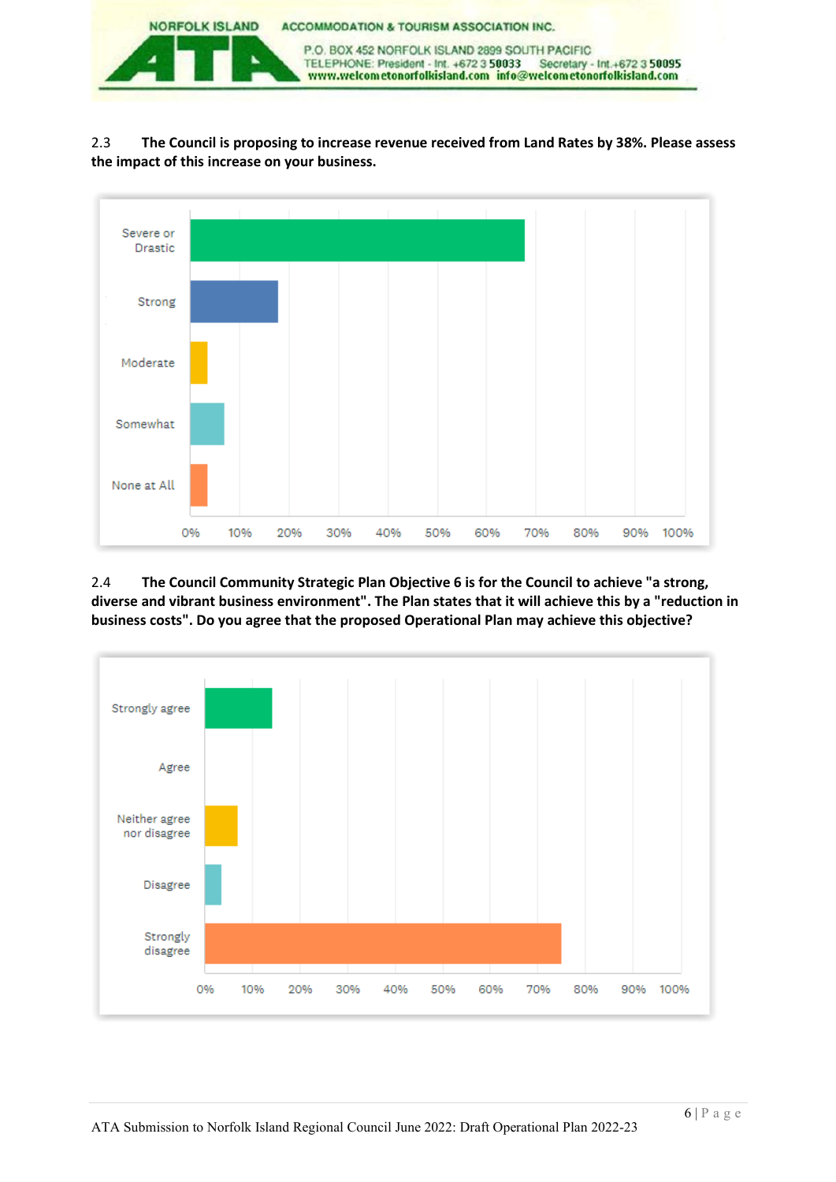2.3 **The Council is proposing to increase revenue received from Land Rates by 38%. Please assess the impact of this increase on your business.**

2.4 **The Council Community Strategic Plan Objective 6 is for the Council to achieve "a strong, diverse and vibrant business environment". The Plan states that it will achieve this by a "reduction in business costs". Do you agree that the proposed Operational Plan may achieve this objective?**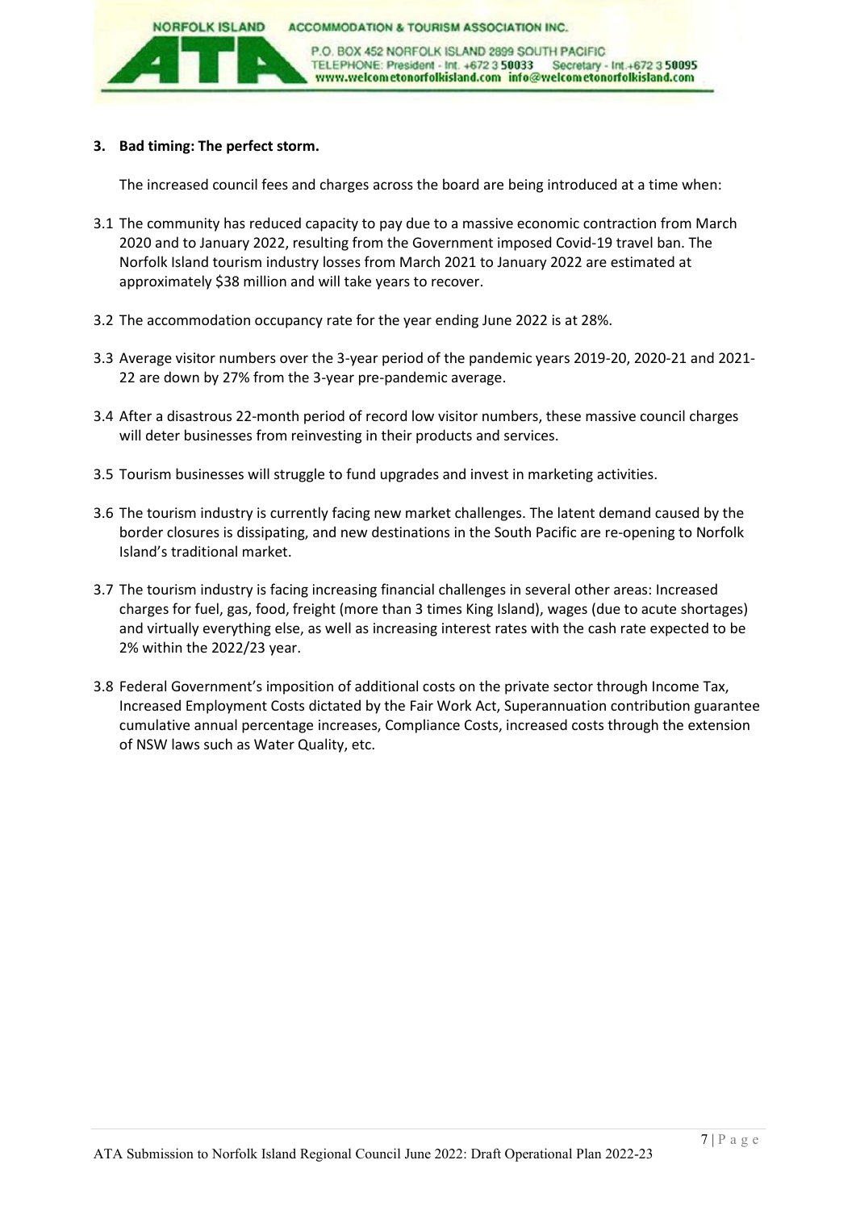### 3. Bad timing: The perfect storm.

The increased council fees and charges across the board are being introduced at a time when:

3.1 The community has reduced capacity to pay due to a massive economic contraction from March 2020 and to January 2022, resulting from the Government imposed Covid-19 travel ban. The Norfolk Island tourism industry losses from March 2021 to January 2022 are estimated at approximately $38 million and will take years to recover.

3.2 The accommodation occupancy rate for the year ending June 2022 is at 28%.

3.3 Average visitor numbers over the 3-year period of the pandemic years 2019-20, 2020-21 and 2021-22 are down by 27% from the 3-year pre-pandemic average.

3.4 After a disastrous 22-month period of record low visitor numbers, these massive council charges will deter businesses from reinvesting in their products and services.

3.5 Tourism businesses will struggle to fund upgrades and invest in marketing activities.

3.6 The tourism industry is currently facing new market challenges. The latent demand caused by the border closures is dissipating, and new destinations in the South Pacific are re-opening to Norfolk Island's traditional market.

3.7 The tourism industry is facing increasing financial challenges in several other areas: Increased charges for fuel, gas, food, freight (more than 3 times King Island), wages (due to acute shortages) and virtually everything else, as well as increasing interest rates with the cash rate expected to be 2% within the 2022/23 year.

3.8 Federal Government's imposition of additional costs on the private sector through Income Tax, Increased Employment Costs dictated by the Fair Work Act, Superannuation contribution guarantee cumulative annual percentage increases, Compliance Costs, increased costs through the extension of NSW laws such as Water Quality, etc.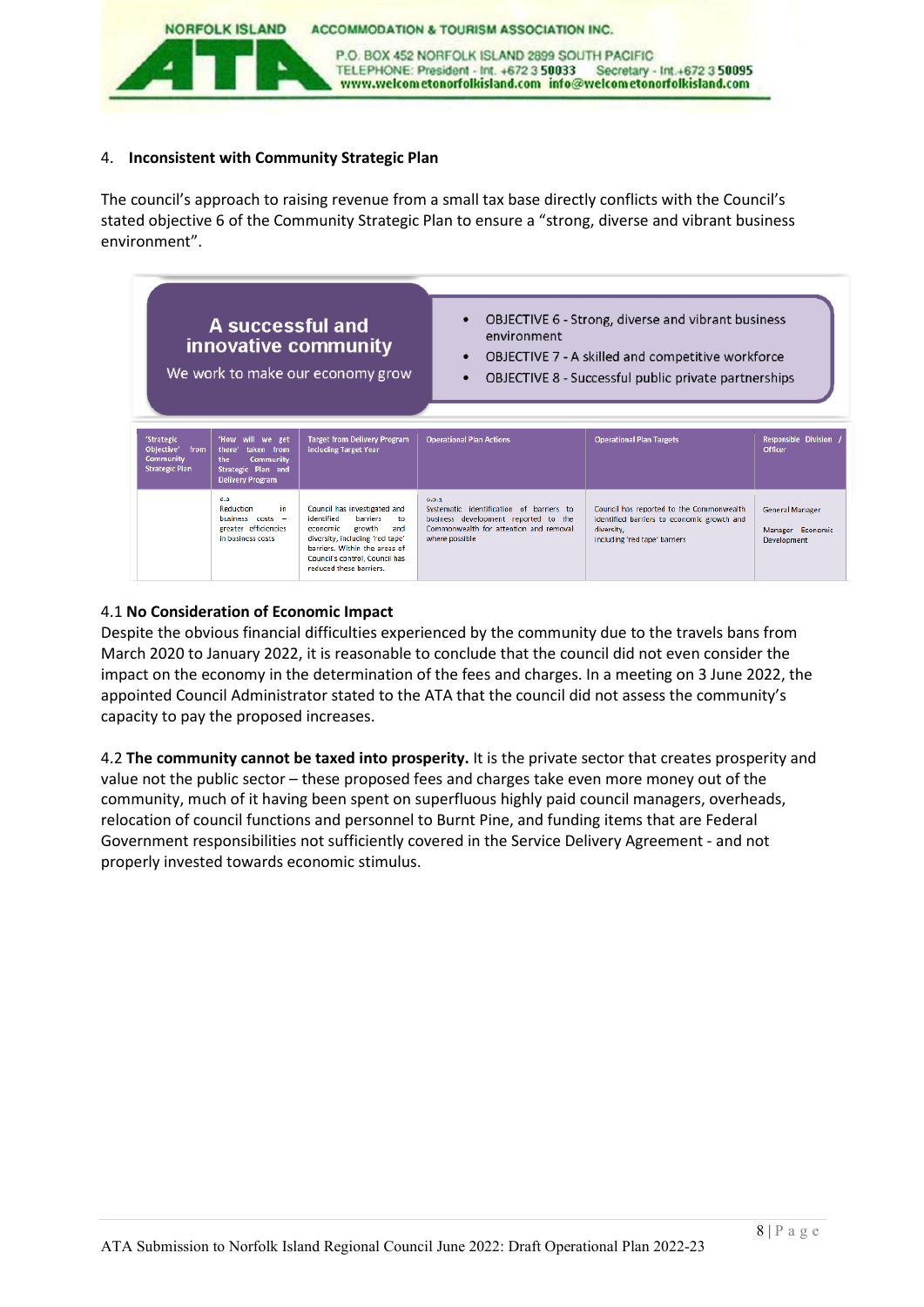## 4. Inconsistent with Community Strategic Plan

The council's approach to raising revenue from a small tax base directly conflicts with the Council's stated objective 6 of the Community Strategic Plan to ensure a "strong, diverse and vibrant business environment".

**A successful and innovative community**

We work to make our economy grow

- OBJECTIVE 6 - Strong, diverse and vibrant business environment
- OBJECTIVE 7 - A skilled and competitive workforce
- OBJECTIVE 8 - Successful public private partnerships

| 'Strategic Objective' from Community Strategic Plan | 'How will we get there' taken from the Community Strategic Plan and Delivery Program | Target from Delivery Program including Target Year | Operational Plan Actions | Operational Plan Targets | Responsible Division / Officer |
|---|---|---|---|---|---|
| | 6.3 Reduction in business costs – greater efficiencies in business costs | Council has investigated and identified barriers to economic growth and diversity, including 'red tape' barriers. Within the areas of Council's control, Council has reduced these barriers. | 6.3.1 Systematic identification of barriers to business development reported to the Commonwealth for attention and removal where possible | Council has reported to the Commonwealth identified barriers to economic growth and diversity, including 'red tape' barriers | General Manager<br><br>Manager Economic Development |

### 4.1 No Consideration of Economic Impact

Despite the obvious financial difficulties experienced by the community due to the travels bans from March 2020 to January 2022, it is reasonable to conclude that the council did not even consider the impact on the economy in the determination of the fees and charges. In a meeting on 3 June 2022, the appointed Council Administrator stated to the ATA that the council did not assess the community's capacity to pay the proposed increases.

4.2 **The community cannot be taxed into prosperity.** It is the private sector that creates prosperity and value not the public sector – these proposed fees and charges take even more money out of the community, much of it having been spent on superfluous highly paid council managers, overheads, relocation of council functions and personnel to Burnt Pine, and funding items that are Federal Government responsibilities not sufficiently covered in the Service Delivery Agreement - and not properly invested towards economic stimulus.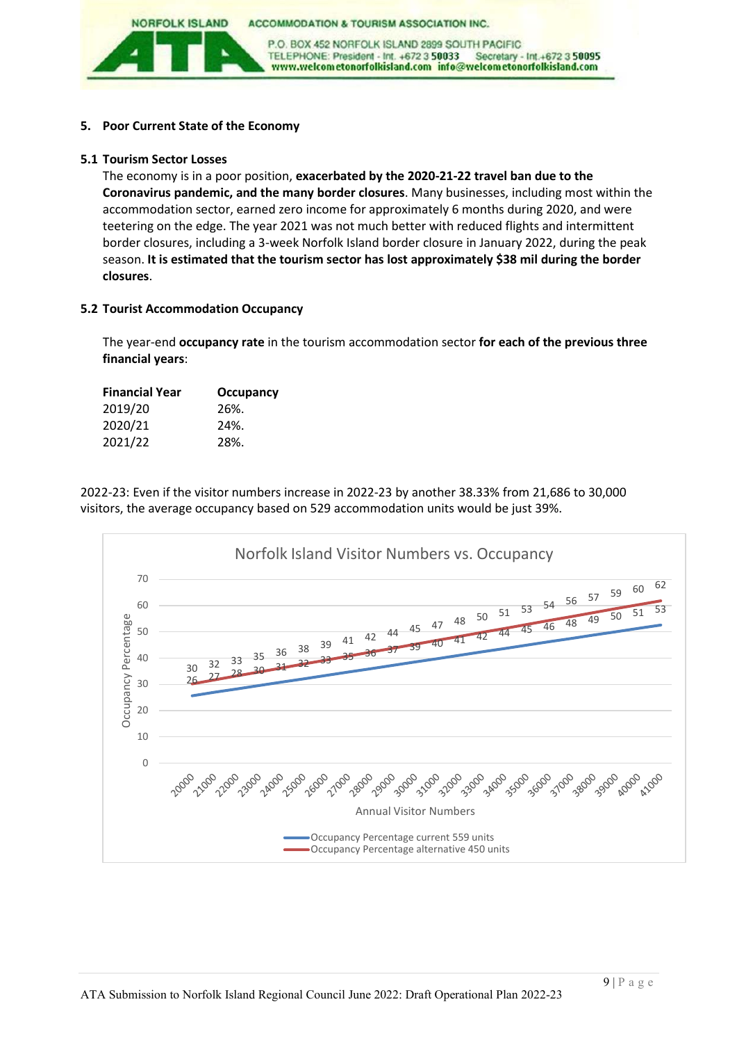## 5. Poor Current State of the Economy

### 5.1 Tourism Sector Losses

The economy is in a poor position, **exacerbated by the 2020-21-22 travel ban due to the Coronavirus pandemic, and the many border closures**. Many businesses, including most within the accommodation sector, earned zero income for approximately 6 months during 2020, and were teetering on the edge. The year 2021 was not much better with reduced flights and intermittent border closures, including a 3-week Norfolk Island border closure in January 2022, during the peak season. **It is estimated that the tourism sector has lost approximately $38 mil during the border closures**.

### 5.2 Tourist Accommodation Occupancy

The year-end **occupancy rate** in the tourism accommodation sector **for each of the previous three financial years**:

| Financial Year | Occupancy |
|---|---|
| 2019/20 | 26%. |
| 2020/21 | 24%. |
| 2021/22 | 28%. |

2022-23: Even if the visitor numbers increase in 2022-23 by another 38.33% from 21,686 to 30,000 visitors, the average occupancy based on 529 accommodation units would be just 39%.

**Norfolk Island Visitor Numbers vs. Occupancy**

| Annual Visitor Numbers | Occupancy Percentage current 559 units | Occupancy Percentage alternative 450 units |
|---|---|---|
| 20000 | 26 | 30 |
| 21000 | 27 | 32 |
| 22000 | 28 | 33 |
| 23000 | 30 | 35 |
| 24000 | 31 | 36 |
| 25000 | 32 | 38 |
| 26000 | 33 | 39 |
| 27000 | 35 | 41 |
| 28000 | 36 | 42 |
| 29000 | 37 | 44 |
| 30000 | 39 | 45 |
| 31000 | 40 | 47 |
| 32000 | 41 | 48 |
| 33000 | 42 | 50 |
| 34000 | 44 | 51 |
| 35000 | 45 | 53 |
| 36000 | 46 | 54 |
| 37000 | 48 | 56 |
| 38000 | 49 | 57 |
| 39000 | 50 | 59 |
| 40000 | 51 | 60 |
| 41000 | 53 | 62 |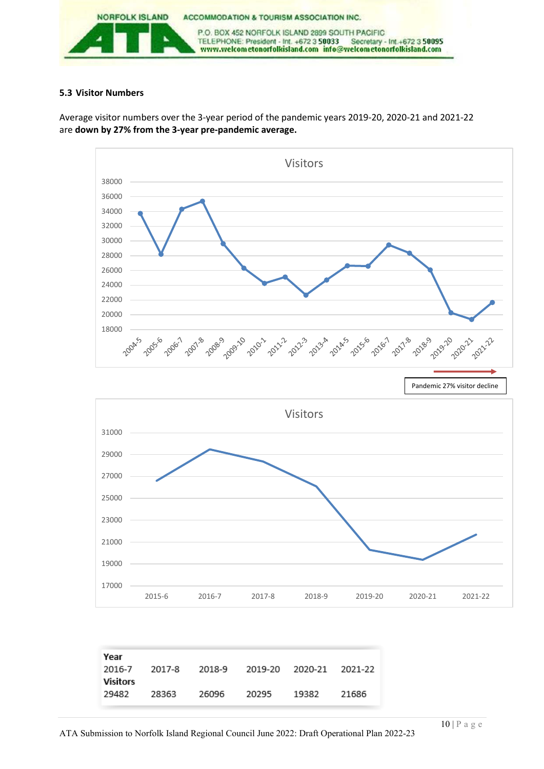### 5.3 Visitor Numbers

Average visitor numbers over the 3-year period of the pandemic years 2019-20, 2020-21 and 2021-22 are **down by 27% from the 3-year pre-pandemic average.**

Pandemic 27% visitor decline

| Year | 2016-7 | 2017-8 | 2018-9 | 2019-20 | 2020-21 | 2021-22 |
|---|---|---|---|---|---|---|
| Visitors | 29482 | 28363 | 26096 | 20295 | 19382 | 21686 |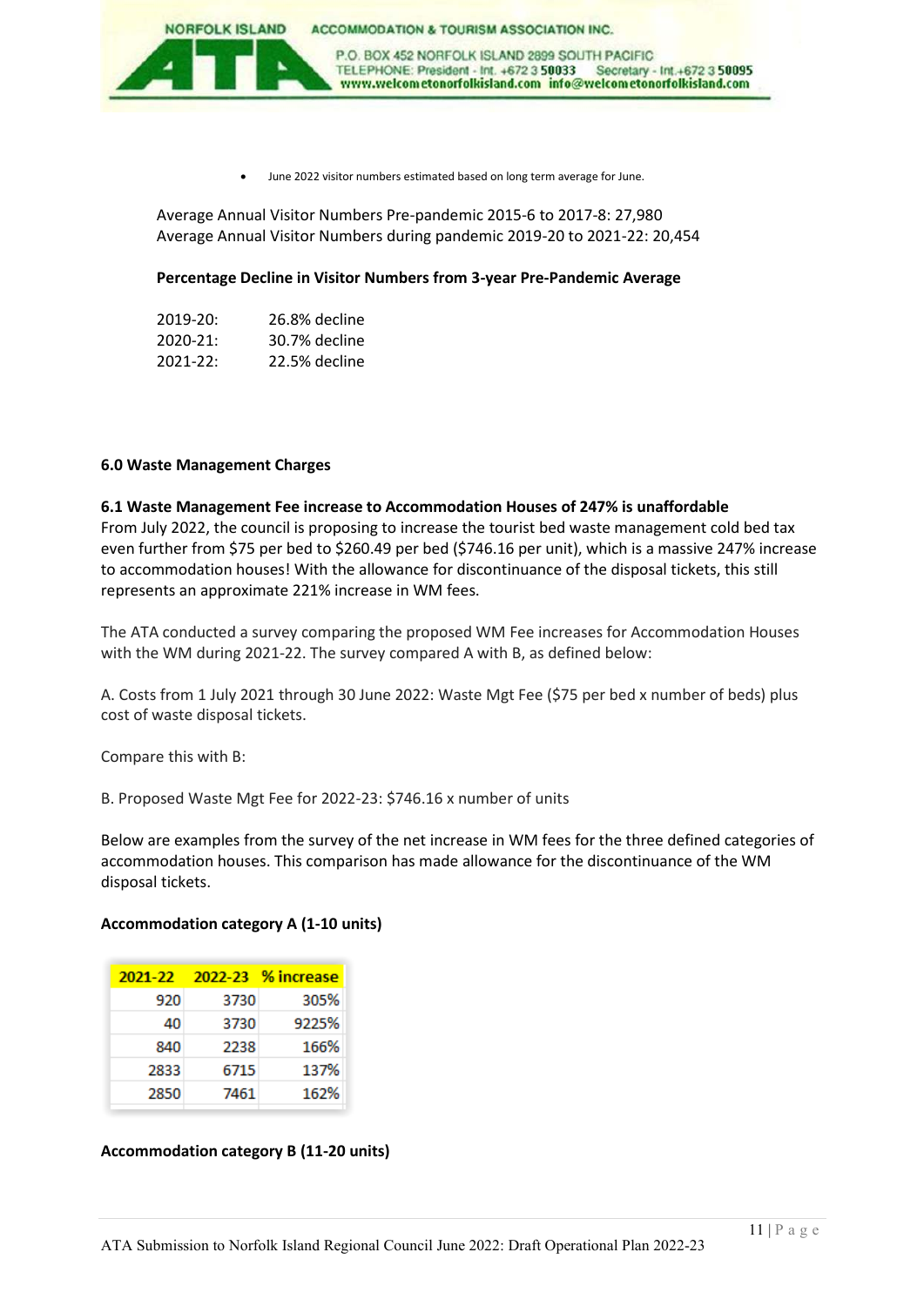- June 2022 visitor numbers estimated based on long term average for June.

Average Annual Visitor Numbers Pre-pandemic 2015-6 to 2017-8: 27,980
Average Annual Visitor Numbers during pandemic 2019-20 to 2021-22: 20,454

**Percentage Decline in Visitor Numbers from 3-year Pre-Pandemic Average**

2019-20: 26.8% decline
2020-21: 30.7% decline
2021-22: 22.5% decline

## 6.0 Waste Management Charges

### 6.1 Waste Management Fee increase to Accommodation Houses of 247% is unaffordable

From July 2022, the council is proposing to increase the tourist bed waste management cold bed tax even further from $75 per bed to $260.49 per bed ($746.16 per unit), which is a massive 247% increase to accommodation houses! With the allowance for discontinuance of the disposal tickets, this still represents an approximate 221% increase in WM fees.

The ATA conducted a survey comparing the proposed WM Fee increases for Accommodation Houses with the WM during 2021-22. The survey compared A with B, as defined below:

A. Costs from 1 July 2021 through 30 June 2022: Waste Mgt Fee ($75 per bed x number of beds) plus cost of waste disposal tickets.

Compare this with B:

B. Proposed Waste Mgt Fee for 2022-23: $746.16 x number of units

Below are examples from the survey of the net increase in WM fees for the three defined categories of accommodation houses. This comparison has made allowance for the discontinuance of the WM disposal tickets.

**Accommodation category A (1-10 units)**

| 2021-22 | 2022-23 | % increase |
|---|---|---|
| 920 | 3730 | 305% |
| 40 | 3730 | 9225% |
| 840 | 2238 | 166% |
| 2833 | 6715 | 137% |
| 2850 | 7461 | 162% |

**Accommodation category B (11-20 units)**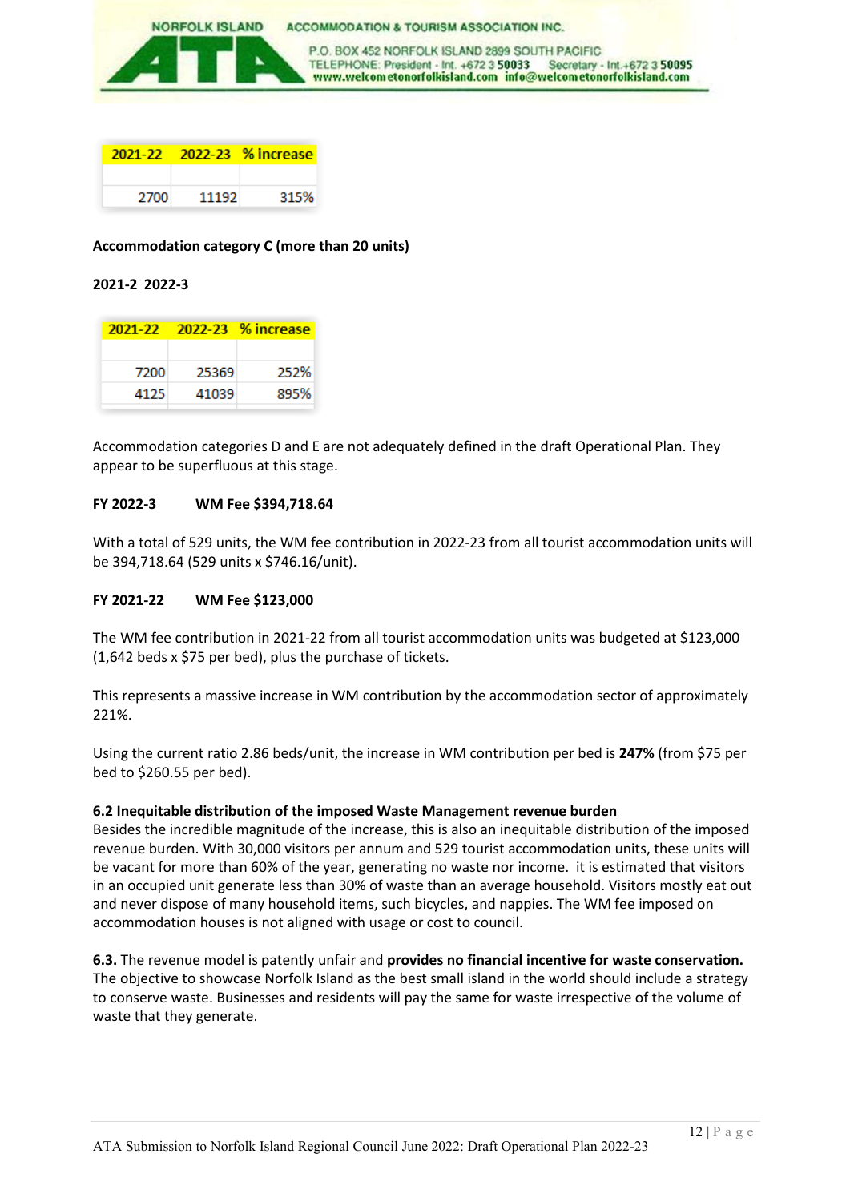| 2021-22 | 2022-23 | % increase |
|---|---|---|
| | | |
| 2700 | 11192 | 315% |

**Accommodation category C (more than 20 units)**

**2021-2 2022-3**

| 2021-22 | 2022-23 | % increase |
|---|---|---|
| | | |
| 7200 | 25369 | 252% |
| 4125 | 41039 | 895% |

Accommodation categories D and E are not adequately defined in the draft Operational Plan. They appear to be superfluous at this stage.

**FY 2022-3 WM Fee $394,718.64**

With a total of 529 units, the WM fee contribution in 2022-23 from all tourist accommodation units will be 394,718.64 (529 units x $746.16/unit).

**FY 2021-22 WM Fee $123,000**

The WM fee contribution in 2021-22 from all tourist accommodation units was budgeted at $123,000 (1,642 beds x $75 per bed), plus the purchase of tickets.

This represents a massive increase in WM contribution by the accommodation sector of approximately 221%.

Using the current ratio 2.86 beds/unit, the increase in WM contribution per bed is **247%** (from $75 per bed to $260.55 per bed).

**6.2 Inequitable distribution of the imposed Waste Management revenue burden**

Besides the incredible magnitude of the increase, this is also an inequitable distribution of the imposed revenue burden. With 30,000 visitors per annum and 529 tourist accommodation units, these units will be vacant for more than 60% of the year, generating no waste nor income. it is estimated that visitors in an occupied unit generate less than 30% of waste than an average household. Visitors mostly eat out and never dispose of many household items, such bicycles, and nappies. The WM fee imposed on accommodation houses is not aligned with usage or cost to council.

**6.3.** The revenue model is patently unfair and **provides no financial incentive for waste conservation.** The objective to showcase Norfolk Island as the best small island in the world should include a strategy to conserve waste. Businesses and residents will pay the same for waste irrespective of the volume of waste that they generate.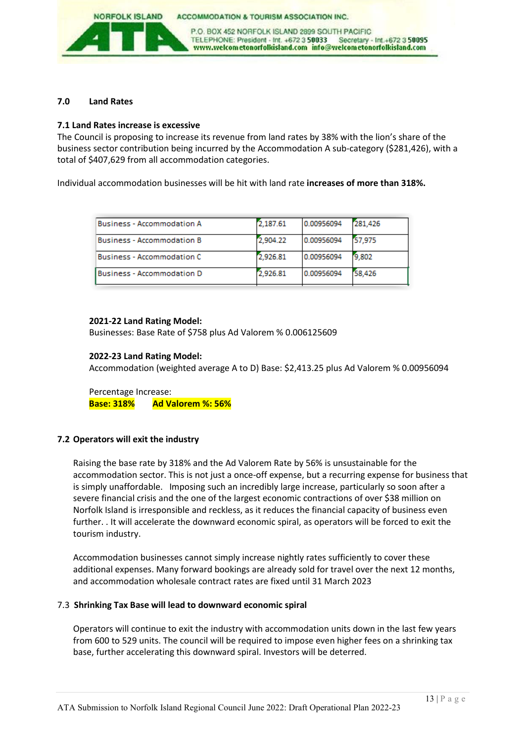## 7.0 Land Rates

### 7.1 Land Rates increase is excessive

The Council is proposing to increase its revenue from land rates by 38% with the lion's share of the business sector contribution being incurred by the Accommodation A sub-category ($281,426), with a total of $407,629 from all accommodation categories.

Individual accommodation businesses will be hit with land rate **increases of more than 318%.**

| | | | |
|---|---|---|---|
| Business - Accommodation A | 2,187.61 | 0.00956094 | 281,426 |
| Business - Accommodation B | 2,904.22 | 0.00956094 | 57,975 |
| Business - Accommodation C | 2,926.81 | 0.00956094 | 9,802 |
| Business - Accommodation D | 2,926.81 | 0.00956094 | 58,426 |

**2021-22 Land Rating Model:**
Businesses: Base Rate of $758 plus Ad Valorem % 0.006125609

**2022-23 Land Rating Model:**
Accommodation (weighted average A to D) Base: $2,413.25 plus Ad Valorem % 0.00956094

Percentage Increase:
**Base: 318%** **Ad Valorem %: 56%**

### 7.2 Operators will exit the industry

Raising the base rate by 318% and the Ad Valorem Rate by 56% is unsustainable for the accommodation sector. This is not just a once-off expense, but a recurring expense for business that is simply unaffordable. Imposing such an incredibly large increase, particularly so soon after a severe financial crisis and the one of the largest economic contractions of over $38 million on Norfolk Island is irresponsible and reckless, as it reduces the financial capacity of business even further. . It will accelerate the downward economic spiral, as operators will be forced to exit the tourism industry.

Accommodation businesses cannot simply increase nightly rates sufficiently to cover these additional expenses. Many forward bookings are already sold for travel over the next 12 months, and accommodation wholesale contract rates are fixed until 31 March 2023

### 7.3 Shrinking Tax Base will lead to downward economic spiral

Operators will continue to exit the industry with accommodation units down in the last few years from 600 to 529 units. The council will be required to impose even higher fees on a shrinking tax base, further accelerating this downward spiral. Investors will be deterred.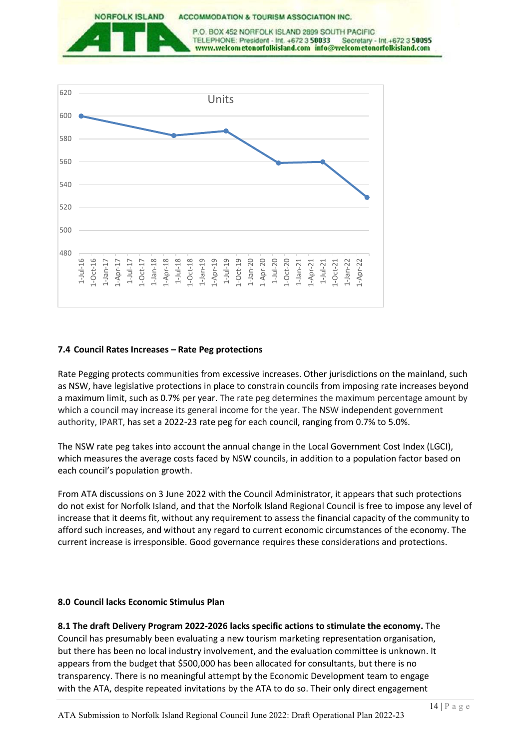### 7.4 Council Rates Increases – Rate Peg protections

Rate Pegging protects communities from excessive increases. Other jurisdictions on the mainland, such as NSW, have legislative protections in place to constrain councils from imposing rate increases beyond a maximum limit, such as 0.7% per year. The rate peg determines the maximum percentage amount by which a council may increase its general income for the year. The NSW independent government authority, IPART, has set a 2022-23 rate peg for each council, ranging from 0.7% to 5.0%.

The NSW rate peg takes into account the annual change in the Local Government Cost Index (LGCI), which measures the average costs faced by NSW councils, in addition to a population factor based on each council's population growth.

From ATA discussions on 3 June 2022 with the Council Administrator, it appears that such protections do not exist for Norfolk Island, and that the Norfolk Island Regional Council is free to impose any level of increase that it deems fit, without any requirement to assess the financial capacity of the community to afford such increases, and without any regard to current economic circumstances of the economy. The current increase is irresponsible. Good governance requires these considerations and protections.

## 8.0 Council lacks Economic Stimulus Plan

**8.1 The draft Delivery Program 2022-2026 lacks specific actions to stimulate the economy.** The Council has presumably been evaluating a new tourism marketing representation organisation, but there has been no local industry involvement, and the evaluation committee is unknown. It appears from the budget that $500,000 has been allocated for consultants, but there is no transparency. There is no meaningful attempt by the Economic Development team to engage with the ATA, despite repeated invitations by the ATA to do so. Their only direct engagement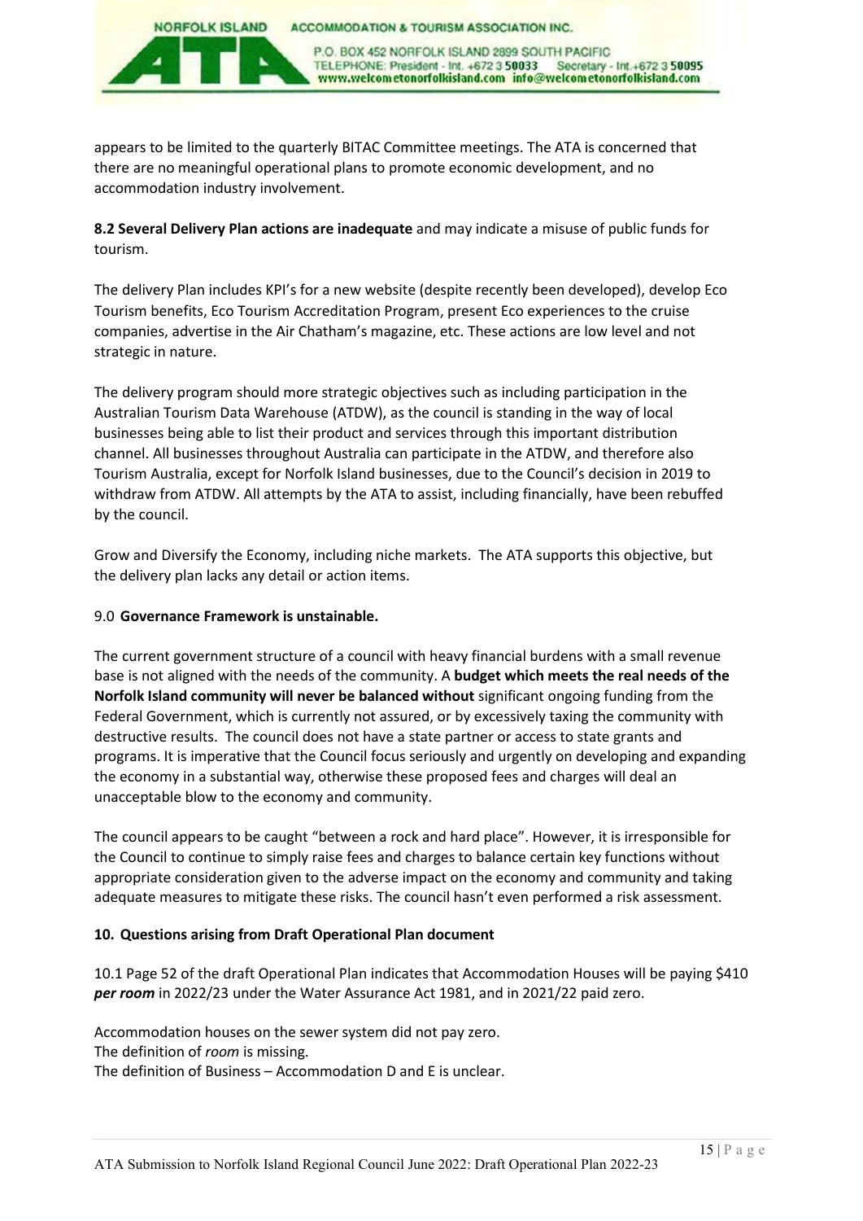appears to be limited to the quarterly BITAC Committee meetings. The ATA is concerned that there are no meaningful operational plans to promote economic development, and no accommodation industry involvement.

**8.2 Several Delivery Plan actions are inadequate** and may indicate a misuse of public funds for tourism.

The delivery Plan includes KPI's for a new website (despite recently been developed), develop Eco Tourism benefits, Eco Tourism Accreditation Program, present Eco experiences to the cruise companies, advertise in the Air Chatham's magazine, etc. These actions are low level and not strategic in nature.

The delivery program should more strategic objectives such as including participation in the Australian Tourism Data Warehouse (ATDW), as the council is standing in the way of local businesses being able to list their product and services through this important distribution channel. All businesses throughout Australia can participate in the ATDW, and therefore also Tourism Australia, except for Norfolk Island businesses, due to the Council's decision in 2019 to withdraw from ATDW. All attempts by the ATA to assist, including financially, have been rebuffed by the council.

Grow and Diversify the Economy, including niche markets. The ATA supports this objective, but the delivery plan lacks any detail or action items.

9.0 **Governance Framework is unstainable.**

The current government structure of a council with heavy financial burdens with a small revenue base is not aligned with the needs of the community. A **budget which meets the real needs of the Norfolk Island community will never be balanced without** significant ongoing funding from the Federal Government, which is currently not assured, or by excessively taxing the community with destructive results. The council does not have a state partner or access to state grants and programs. It is imperative that the Council focus seriously and urgently on developing and expanding the economy in a substantial way, otherwise these proposed fees and charges will deal an unacceptable blow to the economy and community.

The council appears to be caught "between a rock and hard place". However, it is irresponsible for the Council to continue to simply raise fees and charges to balance certain key functions without appropriate consideration given to the adverse impact on the economy and community and taking adequate measures to mitigate these risks. The council hasn't even performed a risk assessment.

**10. Questions arising from Draft Operational Plan document**

10.1 Page 52 of the draft Operational Plan indicates that Accommodation Houses will be paying $410 ***per room*** in 2022/23 under the Water Assurance Act 1981, and in 2021/22 paid zero.

Accommodation houses on the sewer system did not pay zero.
The definition of *room* is missing.
The definition of Business – Accommodation D and E is unclear.